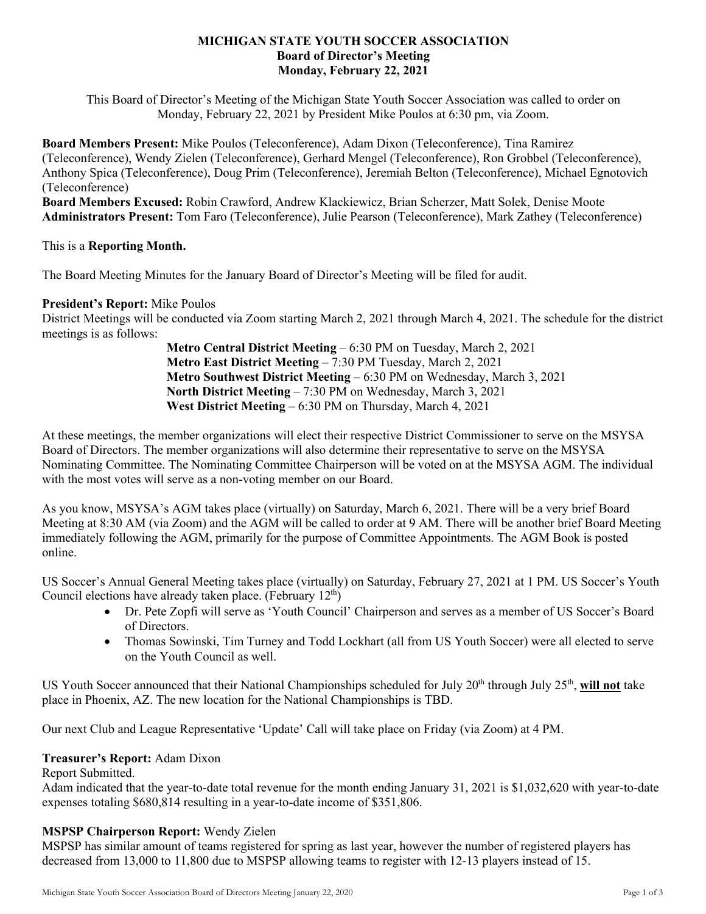**MICHIGAN STATE YOUTH SOCCER ASSOCIATION**
**Board of Director's Meeting**
**Monday, February 22, 2021**

This Board of Director's Meeting of the Michigan State Youth Soccer Association was called to order on Monday, February 22, 2021 by President Mike Poulos at 6:30 pm, via Zoom.

**Board Members Present:** Mike Poulos (Teleconference), Adam Dixon (Teleconference), Tina Ramirez (Teleconference), Wendy Zielen (Teleconference), Gerhard Mengel (Teleconference), Ron Grobbel (Teleconference), Anthony Spica (Teleconference), Doug Prim (Teleconference), Jeremiah Belton (Teleconference), Michael Egnotovich (Teleconference)
**Board Members Excused:** Robin Crawford, Andrew Klackiewicz, Brian Scherzer, Matt Solek, Denise Moote
**Administrators Present:** Tom Faro (Teleconference), Julie Pearson (Teleconference), Mark Zathey (Teleconference)

This is a **Reporting Month.**

The Board Meeting Minutes for the January Board of Director's Meeting will be filed for audit.

**President's Report:** Mike Poulos
District Meetings will be conducted via Zoom starting March 2, 2021 through March 4, 2021. The schedule for the district meetings is as follows:

**Metro Central District Meeting** – 6:30 PM on Tuesday, March 2, 2021
**Metro East District Meeting** – 7:30 PM Tuesday, March 2, 2021
**Metro Southwest District Meeting** – 6:30 PM on Wednesday, March 3, 2021
**North District Meeting** – 7:30 PM on Wednesday, March 3, 2021
**West District Meeting** – 6:30 PM on Thursday, March 4, 2021

At these meetings, the member organizations will elect their respective District Commissioner to serve on the MSYSA Board of Directors. The member organizations will also determine their representative to serve on the MSYSA Nominating Committee. The Nominating Committee Chairperson will be voted on at the MSYSA AGM. The individual with the most votes will serve as a non-voting member on our Board.

As you know, MSYSA's AGM takes place (virtually) on Saturday, March 6, 2021. There will be a very brief Board Meeting at 8:30 AM (via Zoom) and the AGM will be called to order at 9 AM. There will be another brief Board Meeting immediately following the AGM, primarily for the purpose of Committee Appointments. The AGM Book is posted online.

US Soccer's Annual General Meeting takes place (virtually) on Saturday, February 27, 2021 at 1 PM. US Soccer's Youth Council elections have already taken place. (February 12th)

- Dr. Pete Zopfi will serve as 'Youth Council' Chairperson and serves as a member of US Soccer's Board of Directors.
- Thomas Sowinski, Tim Turney and Todd Lockhart (all from US Youth Soccer) were all elected to serve on the Youth Council as well.

US Youth Soccer announced that their National Championships scheduled for July 20th through July 25th, **<u>will not</u>** take place in Phoenix, AZ. The new location for the National Championships is TBD.

Our next Club and League Representative 'Update' Call will take place on Friday (via Zoom) at 4 PM.

**Treasurer's Report:** Adam Dixon
Report Submitted.
Adam indicated that the year-to-date total revenue for the month ending January 31, 2021 is $1,032,620 with year-to-date expenses totaling $680,814 resulting in a year-to-date income of $351,806.

**MSPSP Chairperson Report:** Wendy Zielen
MSPSP has similar amount of teams registered for spring as last year, however the number of registered players has decreased from 13,000 to 11,800 due to MSPSP allowing teams to register with 12-13 players instead of 15.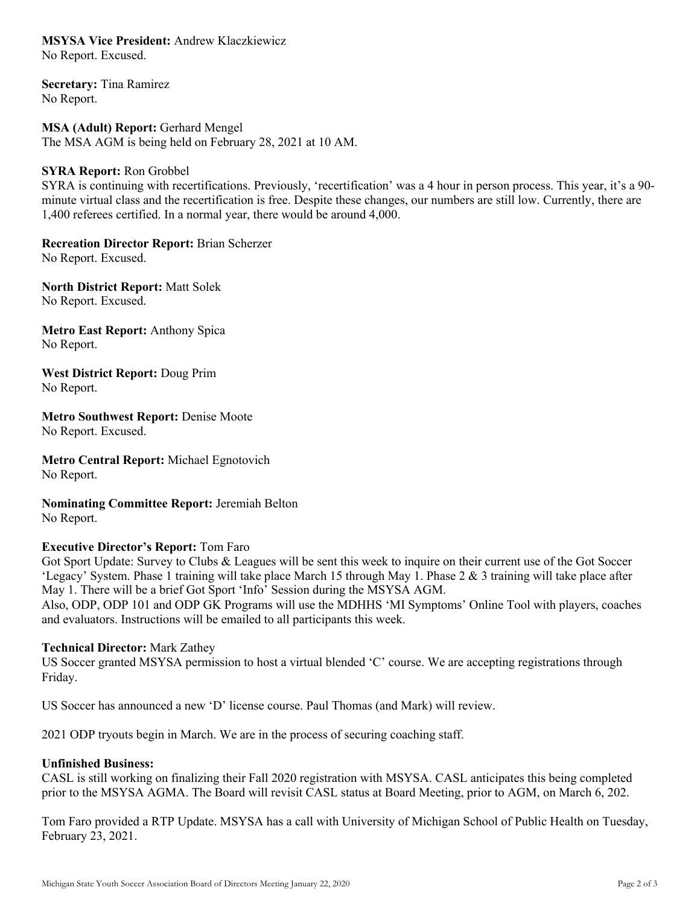**MSYSA Vice President:** Andrew Klaczkiewicz
No Report. Excused.

**Secretary:** Tina Ramirez
No Report.

**MSA (Adult) Report:** Gerhard Mengel
The MSA AGM is being held on February 28, 2021 at 10 AM.

**SYRA Report:** Ron Grobbel
SYRA is continuing with recertifications. Previously, 'recertification' was a 4 hour in person process. This year, it's a 90-minute virtual class and the recertification is free. Despite these changes, our numbers are still low. Currently, there are 1,400 referees certified. In a normal year, there would be around 4,000.

**Recreation Director Report:** Brian Scherzer
No Report. Excused.

**North District Report:** Matt Solek
No Report. Excused.

**Metro East Report:** Anthony Spica
No Report.

**West District Report:** Doug Prim
No Report.

**Metro Southwest Report:** Denise Moote
No Report. Excused.

**Metro Central Report:** Michael Egnotovich
No Report.

**Nominating Committee Report:** Jeremiah Belton
No Report.

**Executive Director's Report:** Tom Faro
Got Sport Update: Survey to Clubs & Leagues will be sent this week to inquire on their current use of the Got Soccer 'Legacy' System. Phase 1 training will take place March 15 through May 1. Phase 2 & 3 training will take place after May 1. There will be a brief Got Sport 'Info' Session during the MSYSA AGM.
Also, ODP, ODP 101 and ODP GK Programs will use the MDHHS 'MI Symptoms' Online Tool with players, coaches and evaluators. Instructions will be emailed to all participants this week.

**Technical Director:** Mark Zathey
US Soccer granted MSYSA permission to host a virtual blended 'C' course. We are accepting registrations through Friday.

US Soccer has announced a new 'D' license course. Paul Thomas (and Mark) will review.

2021 ODP tryouts begin in March. We are in the process of securing coaching staff.

**Unfinished Business:**
CASL is still working on finalizing their Fall 2020 registration with MSYSA. CASL anticipates this being completed prior to the MSYSA AGMA. The Board will revisit CASL status at Board Meeting, prior to AGM, on March 6, 202.

Tom Faro provided a RTP Update. MSYSA has a call with University of Michigan School of Public Health on Tuesday, February 23, 2021.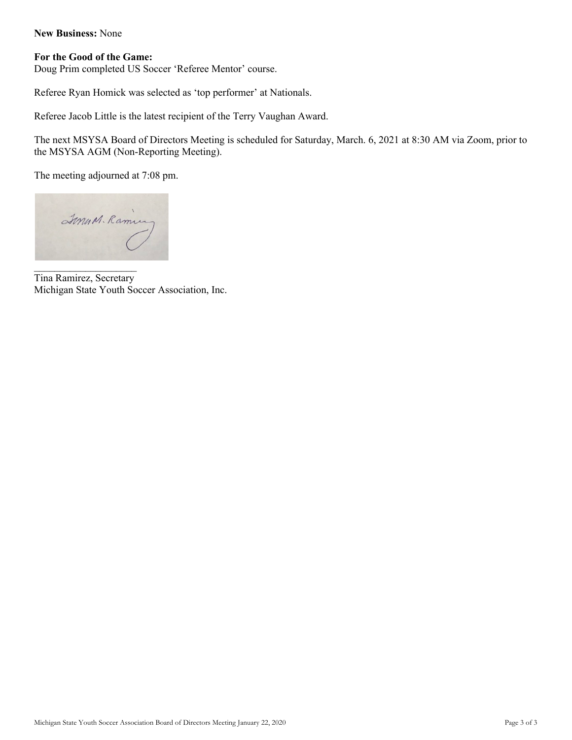**New Business:** None

**For the Good of the Game:**
Doug Prim completed US Soccer 'Referee Mentor' course.

Referee Ryan Homick was selected as 'top performer' at Nationals.

Referee Jacob Little is the latest recipient of the Terry Vaughan Award.

The next MSYSA Board of Directors Meeting is scheduled for Saturday, March. 6, 2021 at 8:30 AM via Zoom, prior to the MSYSA AGM (Non-Reporting Meeting).

The meeting adjourned at 7:08 pm.

\_\_\_\_\_\_\_\_\_\_\_\_\_\_\_\_\_\_\_\_
Tina Ramirez, Secretary
Michigan State Youth Soccer Association, Inc.